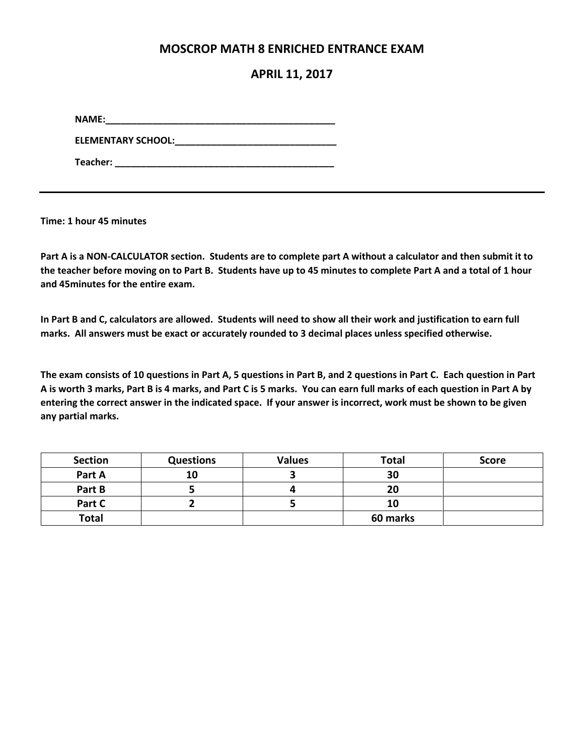# MOSCROP MATH 8 ENRICHED ENTRANCE EXAM

## APRIL 11, 2017

**NAME:**_____________________________________________

**ELEMENTARY SCHOOL:**_______________________________

**Teacher:** ___________________________________________

---

**Time: 1 hour 45 minutes**

**Part A is a NON-CALCULATOR section. Students are to complete part A without a calculator and then submit it to the teacher before moving on to Part B. Students have up to 45 minutes to complete Part A and a total of 1 hour and 45minutes for the entire exam.**

**In Part B and C, calculators are allowed. Students will need to show all their work and justification to earn full marks. All answers must be exact or accurately rounded to 3 decimal places unless specified otherwise.**

**The exam consists of 10 questions in Part A, 5 questions in Part B, and 2 questions in Part C. Each question in Part A is worth 3 marks, Part B is 4 marks, and Part C is 5 marks. You can earn full marks of each question in Part A by entering the correct answer in the indicated space. If your answer is incorrect, work must be shown to be given any partial marks.**

| Section | Questions | Values | Total | Score |
|---|---|---|---|---|
| Part A | 10 | 3 | 30 | |
| Part B | 5 | 4 | 20 | |
| Part C | 2 | 5 | 10 | |
| Total | | | 60 marks | |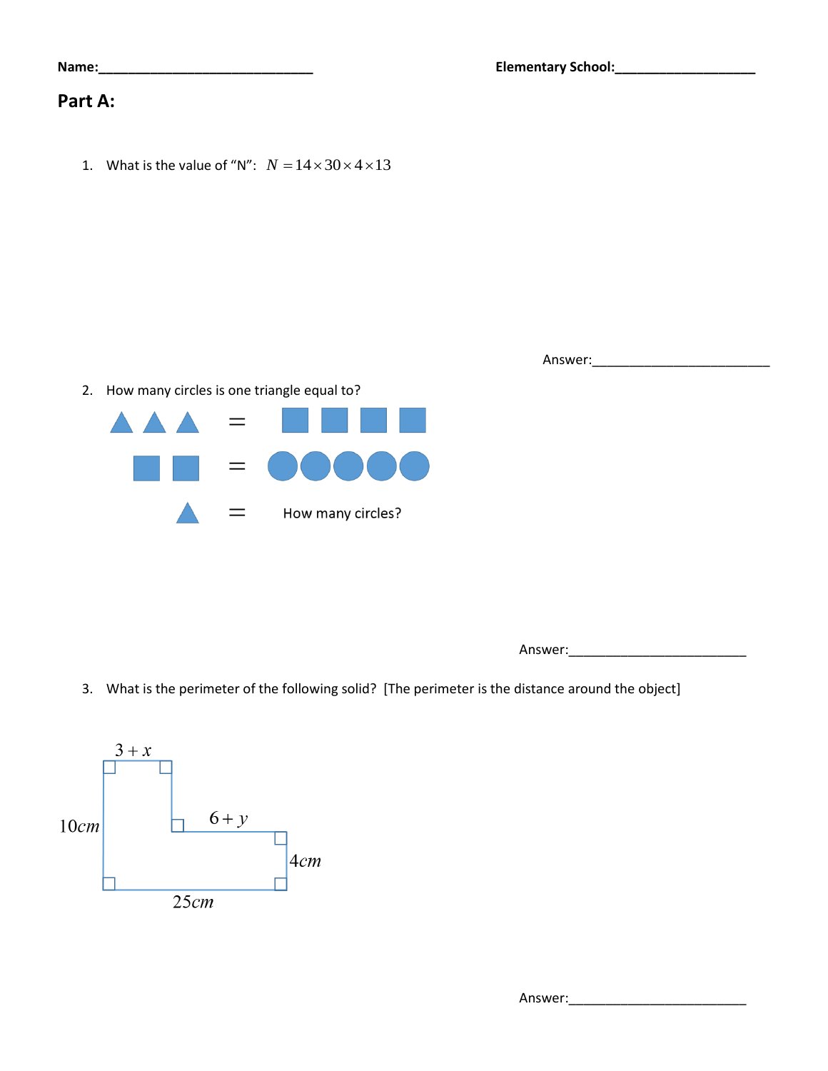Name:______________________________ Elementary School:___________________

## Part A:

1. What is the value of "N": $N = 14 \times 30 \times 4 \times 13$

Answer:________________________

2. How many circles is one triangle equal to?

▲ ▲ ▲ = ■ ■ ■ ■

■ ■ = ● ● ● ● ●

▲ = How many circles?

Answer:________________________

3. What is the perimeter of the following solid? [The perimeter is the distance around the object]

$3 + x$

$10cm$

$6 + y$

$4cm$

$25cm$

Answer:________________________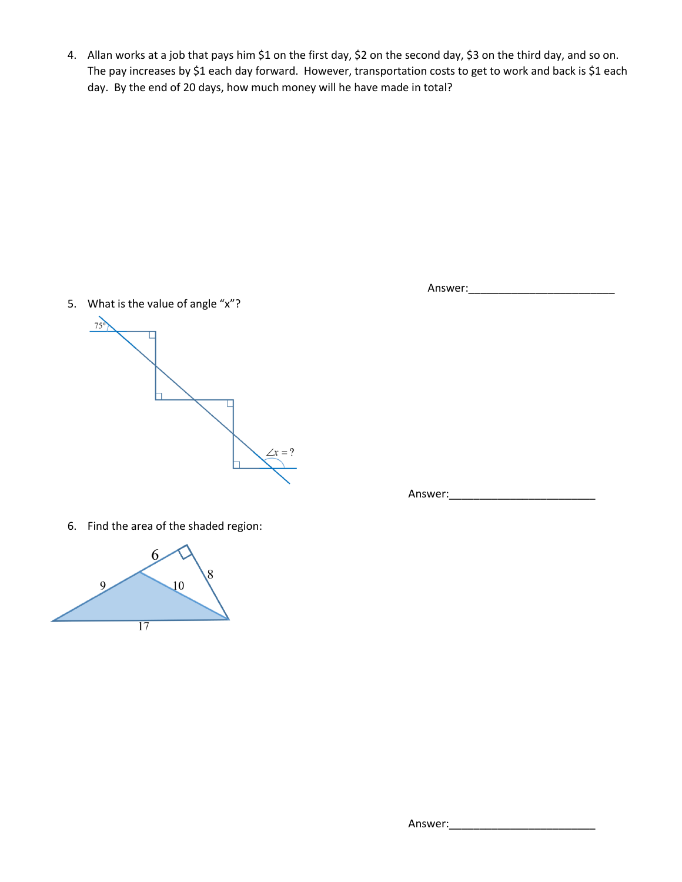4. Allan works at a job that pays him \$1 on the first day, \$2 on the second day, \$3 on the third day, and so on. The pay increases by \$1 each day forward. However, transportation costs to get to work and back is \$1 each day. By the end of 20 days, how much money will he have made in total?

Answer:_________________________

5. What is the value of angle "x"?

75°

$\angle x = ?$

Answer:_________________________

6. Find the area of the shaded region:

6

9

10

8

17

Answer:_________________________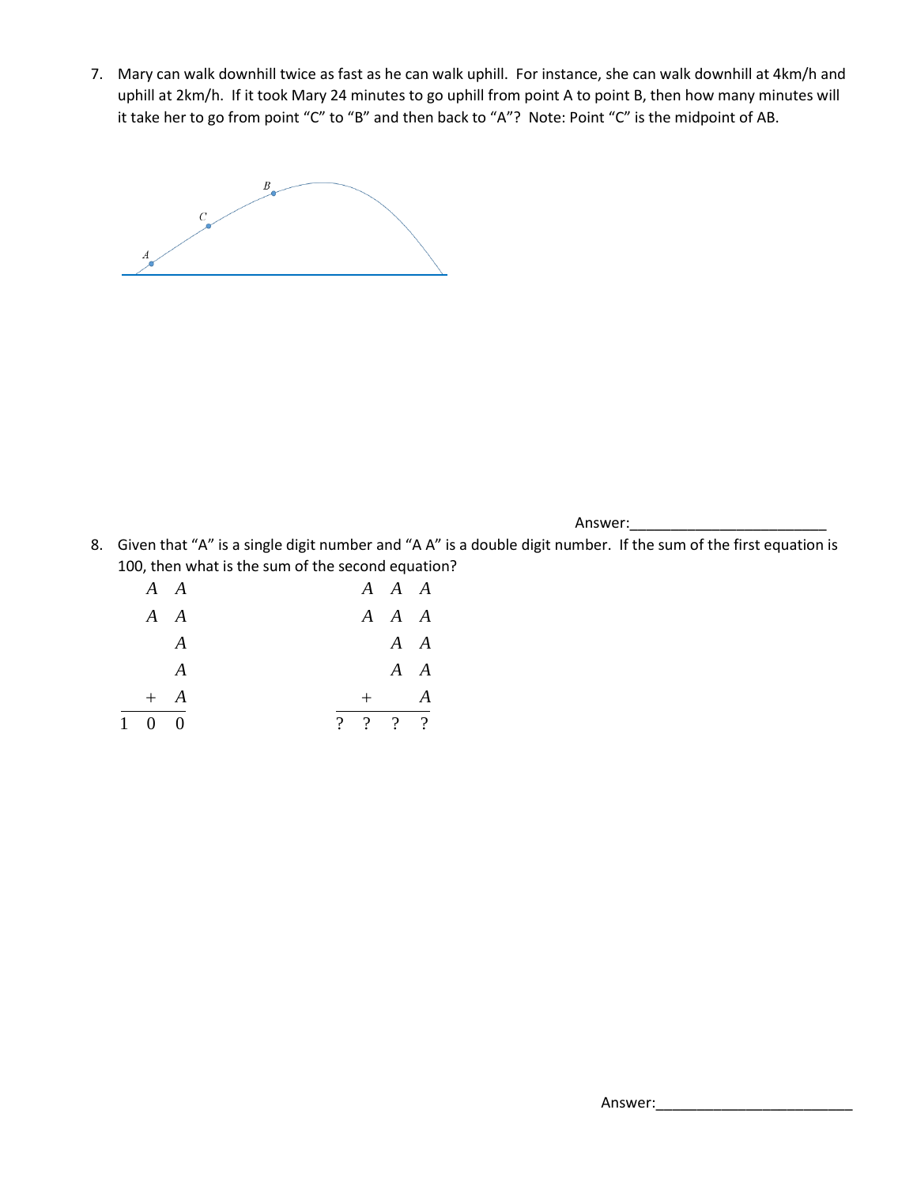7. Mary can walk downhill twice as fast as he can walk uphill. For instance, she can walk downhill at 4km/h and uphill at 2km/h. If it took Mary 24 minutes to go uphill from point A to point B, then how many minutes will it take her to go from point "C" to "B" and then back to "A"? Note: Point "C" is the midpoint of AB.

Answer:________________________

8. Given that "A" is a single digit number and "A A" is a double digit number. If the sum of the first equation is 100, then what is the sum of the second equation?

$$\begin{array}{r} A\ A \\ A\ A \\ A \\ A \\ +\ A \\ \hline 1\ 0\ 0 \end{array} \qquad \begin{array}{r} A\ A\ A \\ A\ A\ A \\ A\ A \\ A\ A \\ +\ \ \ A \\ \hline ?\ ?\ ?\ ? \end{array}$$

Answer:________________________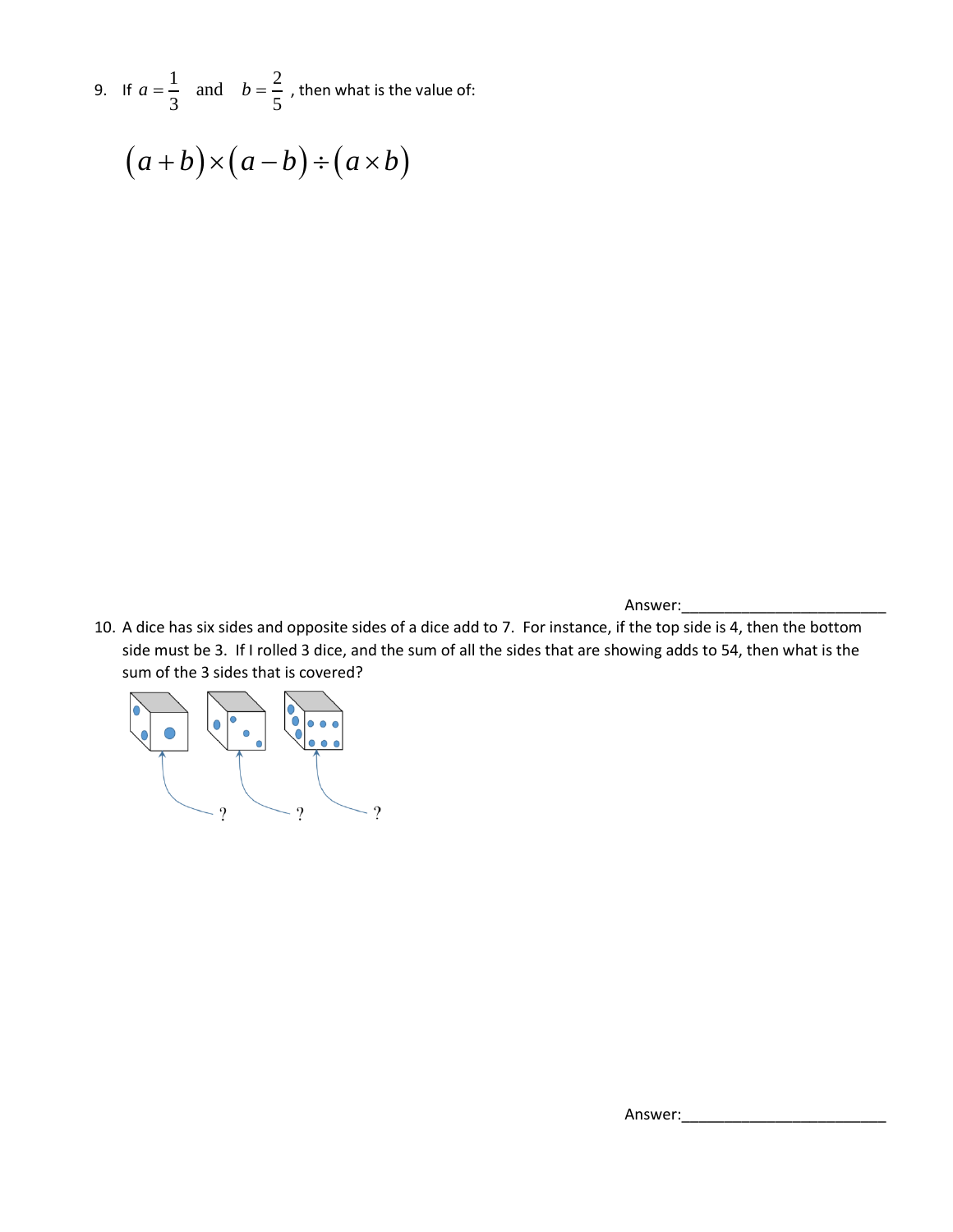9. If $a = \frac{1}{3}$ and $b = \frac{2}{5}$, then what is the value of:

$$\left(a+b\right)\times\left(a-b\right)\div\left(a\times b\right)$$

Answer:_________________________

10. A dice has six sides and opposite sides of a dice add to 7. For instance, if the top side is 4, then the bottom side must be 3. If I rolled 3 dice, and the sum of all the sides that are showing adds to 54, then what is the sum of the 3 sides that is covered?

Answer:_________________________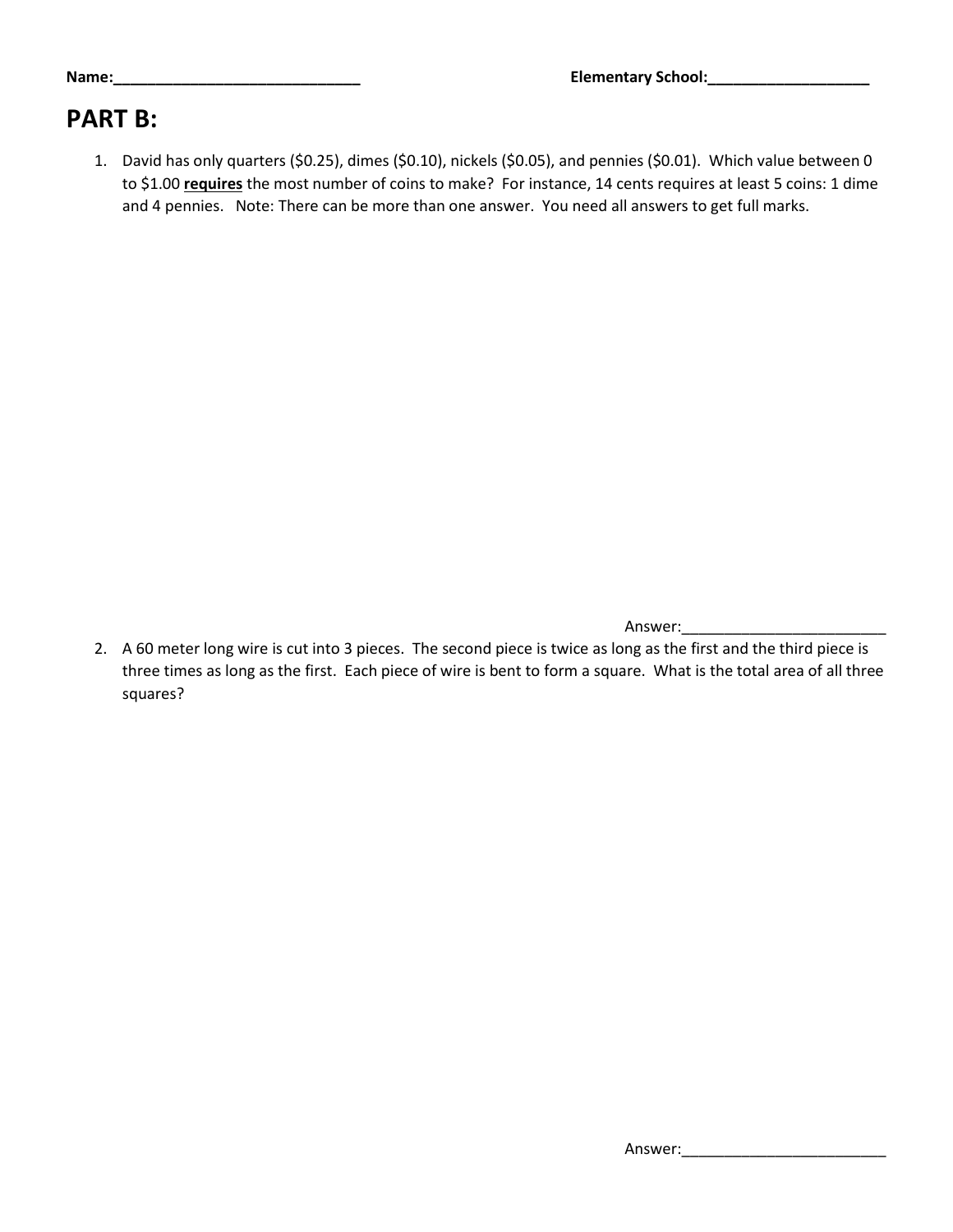Name:______________________________ Elementary School:____________________

# PART B:

1. David has only quarters ($0.25), dimes ($0.10), nickels ($0.05), and pennies ($0.01). Which value between 0 to $1.00 **requires** the most number of coins to make? For instance, 14 cents requires at least 5 coins: 1 dime and 4 pennies. Note: There can be more than one answer. You need all answers to get full marks.

Answer:_________________________

2. A 60 meter long wire is cut into 3 pieces. The second piece is twice as long as the first and the third piece is three times as long as the first. Each piece of wire is bent to form a square. What is the total area of all three squares?

Answer:_________________________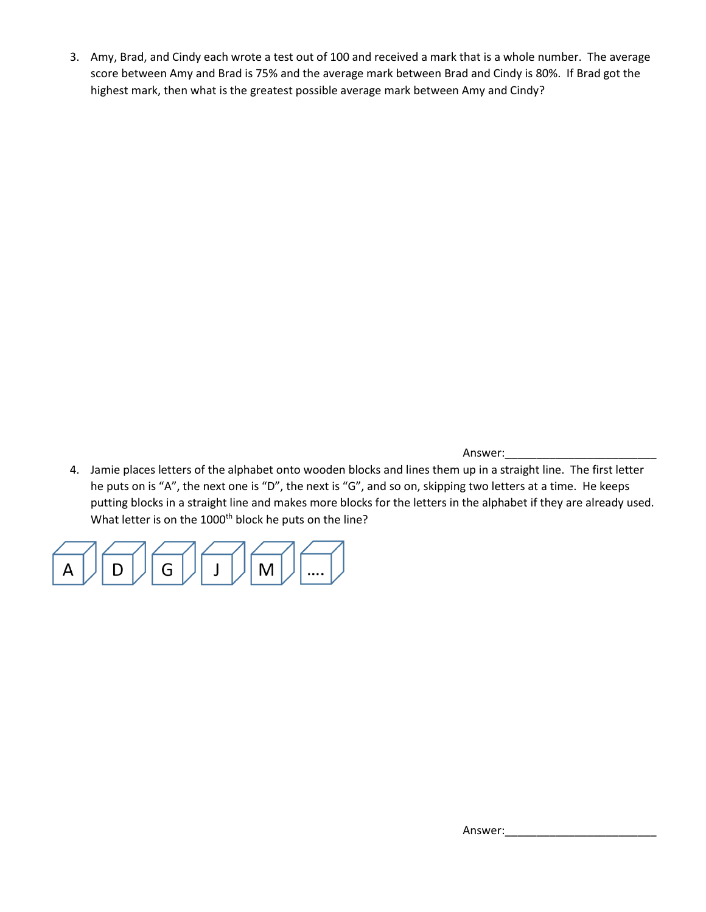3. Amy, Brad, and Cindy each wrote a test out of 100 and received a mark that is a whole number. The average score between Amy and Brad is 75% and the average mark between Brad and Cindy is 80%. If Brad got the highest mark, then what is the greatest possible average mark between Amy and Cindy?

Answer:________________________

4. Jamie places letters of the alphabet onto wooden blocks and lines them up in a straight line. The first letter he puts on is "A", the next one is "D", the next is "G", and so on, skipping two letters at a time. He keeps putting blocks in a straight line and makes more blocks for the letters in the alphabet if they are already used. What letter is on the 1000th block he puts on the line?

A D G J M ....

Answer:________________________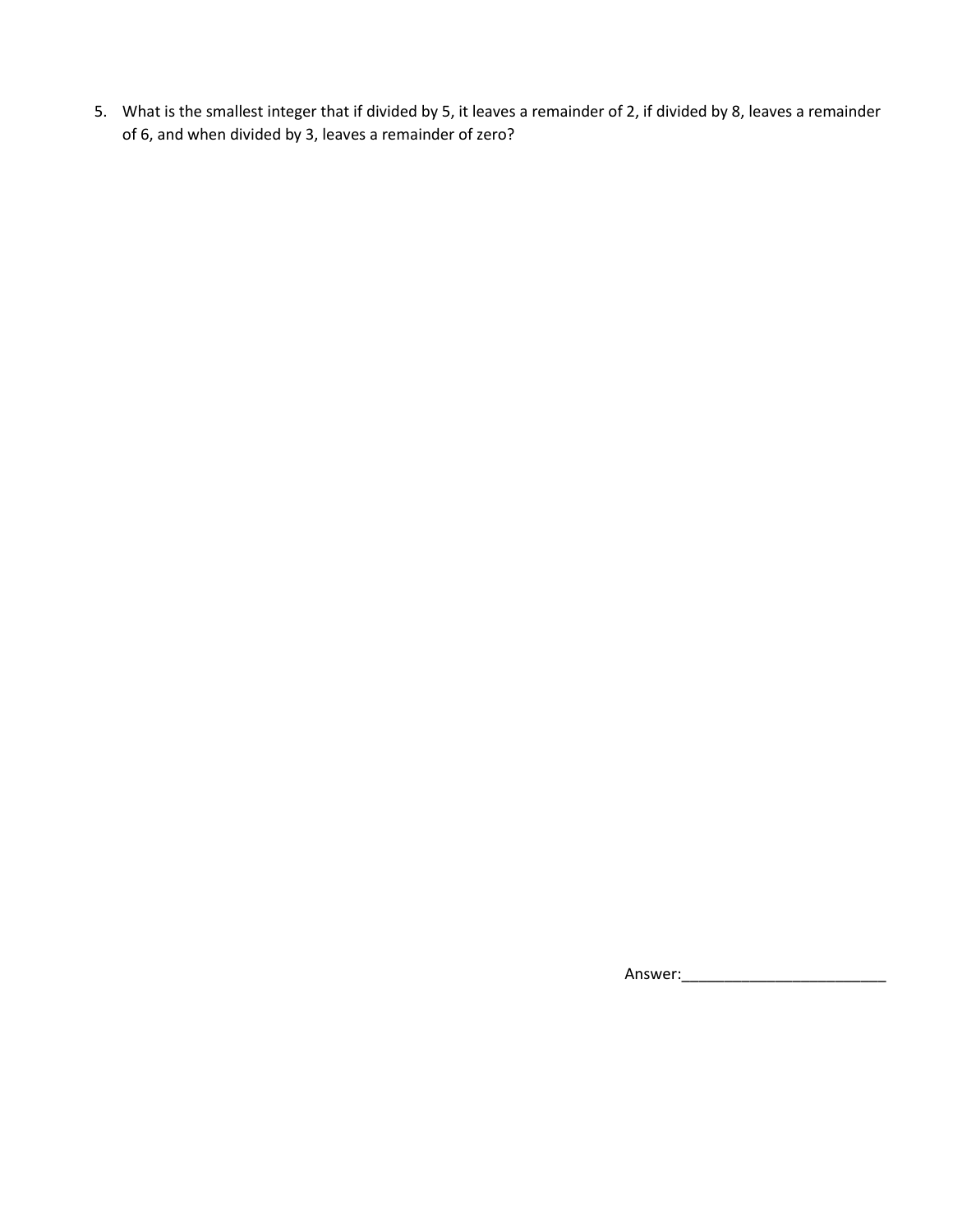5. What is the smallest integer that if divided by 5, it leaves a remainder of 2, if divided by 8, leaves a remainder of 6, and when divided by 3, leaves a remainder of zero?

Answer:________________________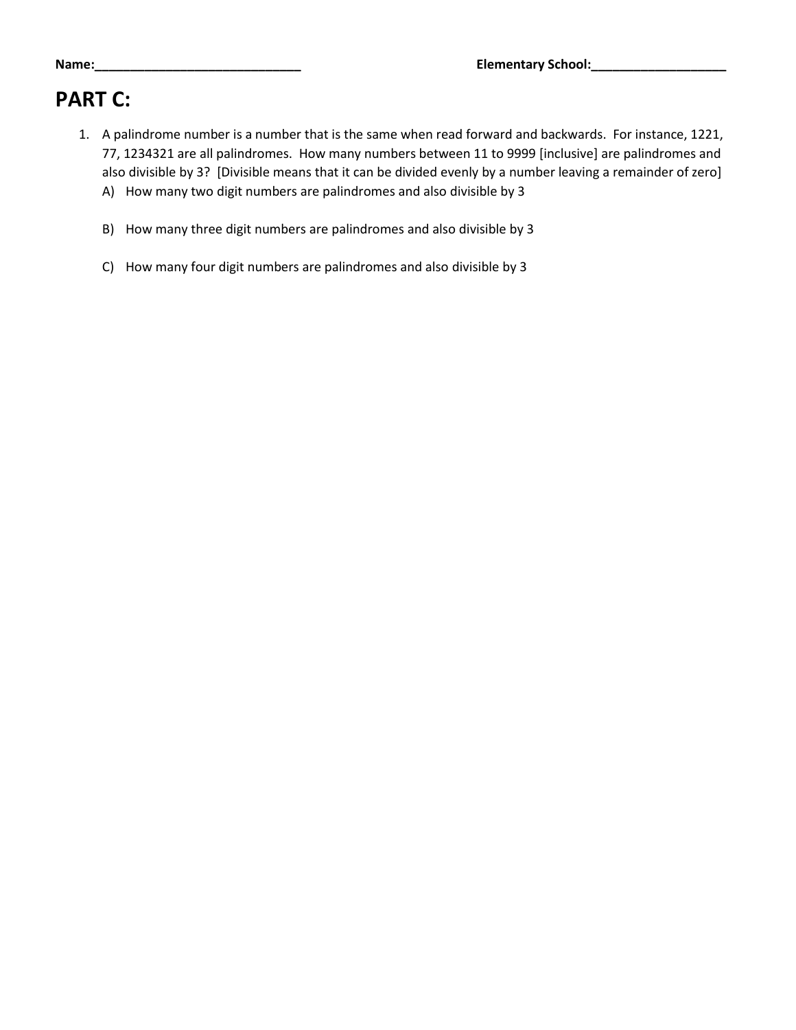Name:______________________________ Elementary School:____________________

# PART C:

1. A palindrome number is a number that is the same when read forward and backwards. For instance, 1221, 77, 1234321 are all palindromes. How many numbers between 11 to 9999 [inclusive] are palindromes and also divisible by 3? [Divisible means that it can be divided evenly by a number leaving a remainder of zero]
   A) How many two digit numbers are palindromes and also divisible by 3

   B) How many three digit numbers are palindromes and also divisible by 3

   C) How many four digit numbers are palindromes and also divisible by 3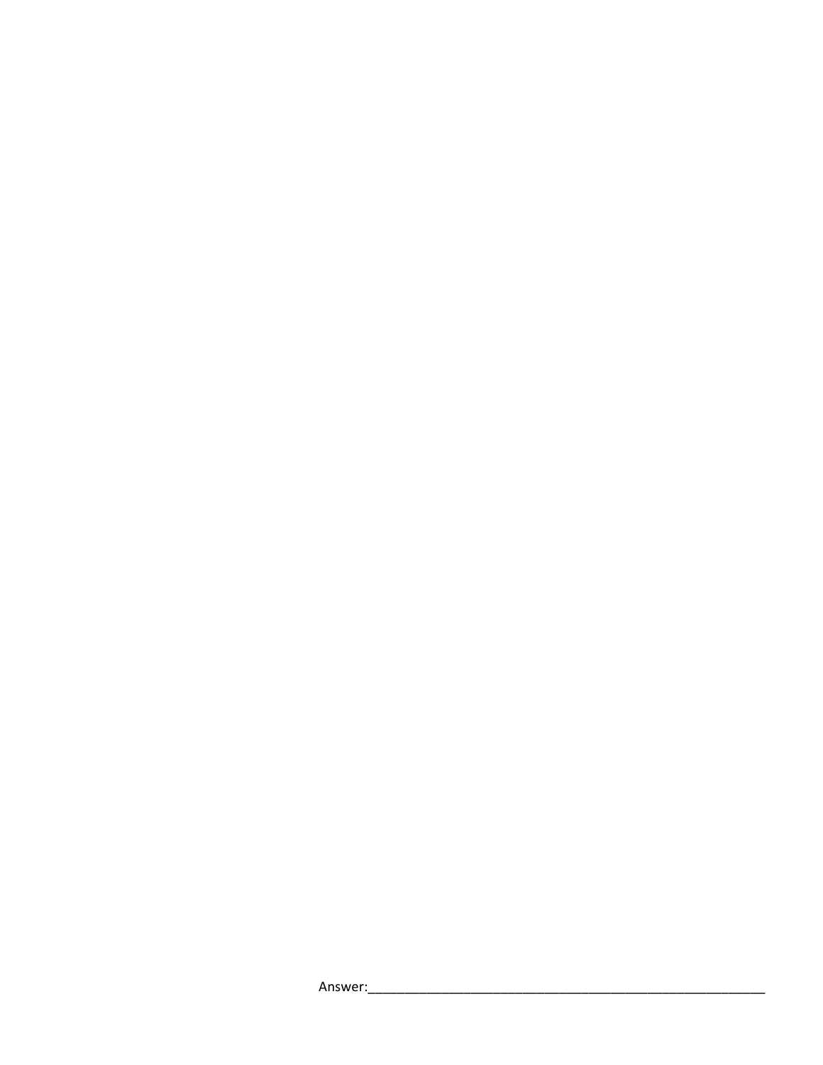Answer:\_\_\_\_\_\_\_\_\_\_\_\_\_\_\_\_\_\_\_\_\_\_\_\_\_\_\_\_\_\_\_\_\_\_\_\_\_\_\_\_\_\_\_\_\_\_\_\_\_\_\_\_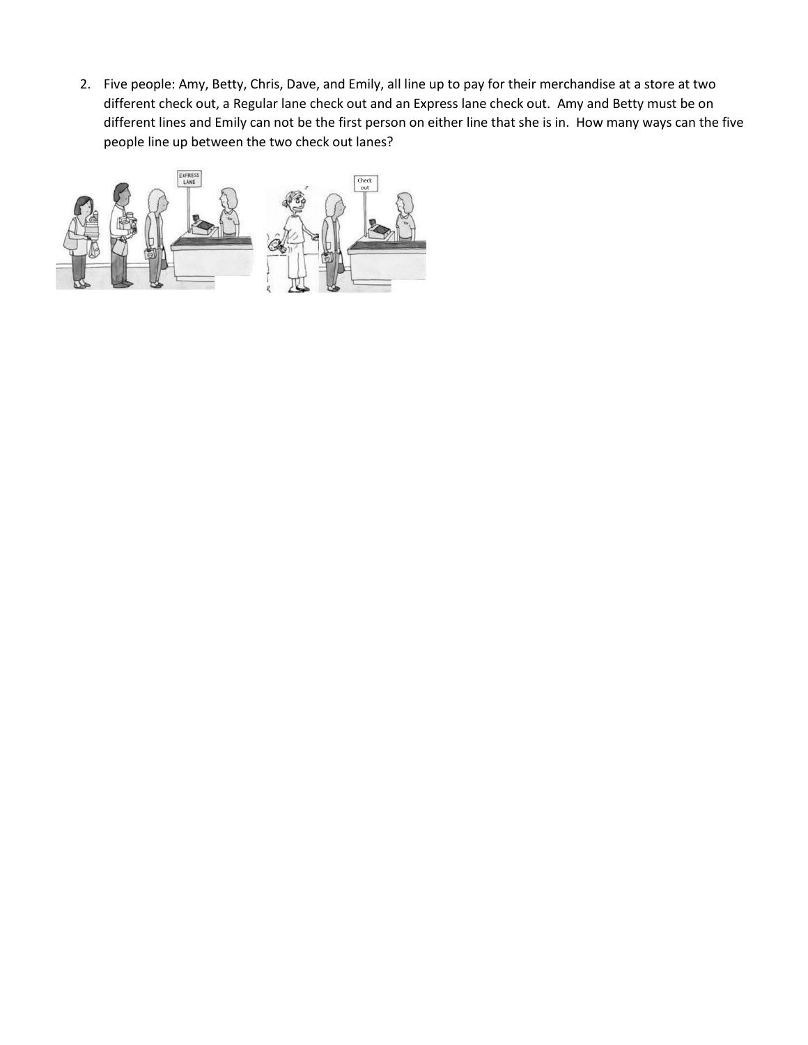2. Five people: Amy, Betty, Chris, Dave, and Emily, all line up to pay for their merchandise at a store at two different check out, a Regular lane check out and an Express lane check out. Amy and Betty must be on different lines and Emily can not be the first person on either line that she is in. How many ways can the five people line up between the two check out lanes?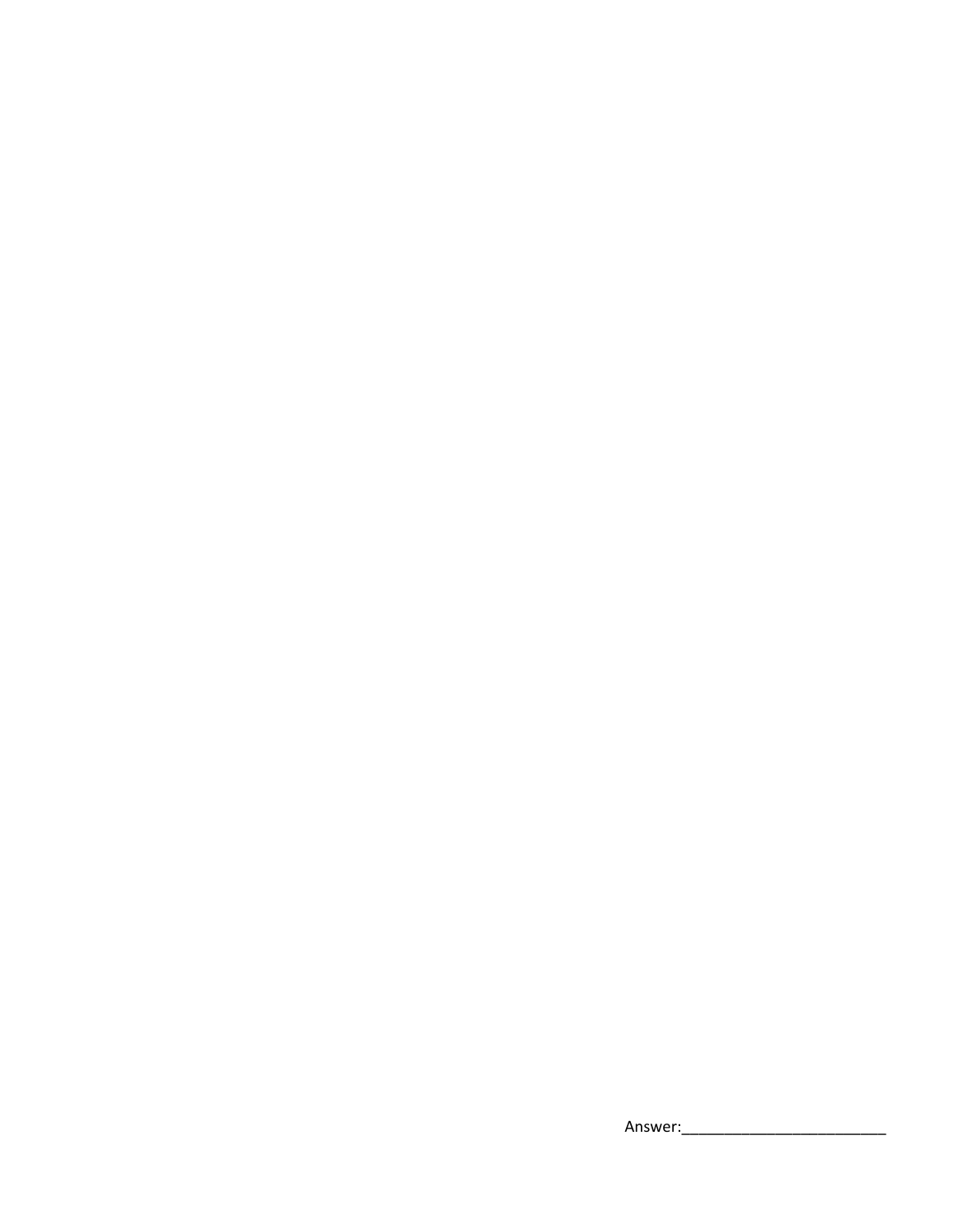Answer:________________________